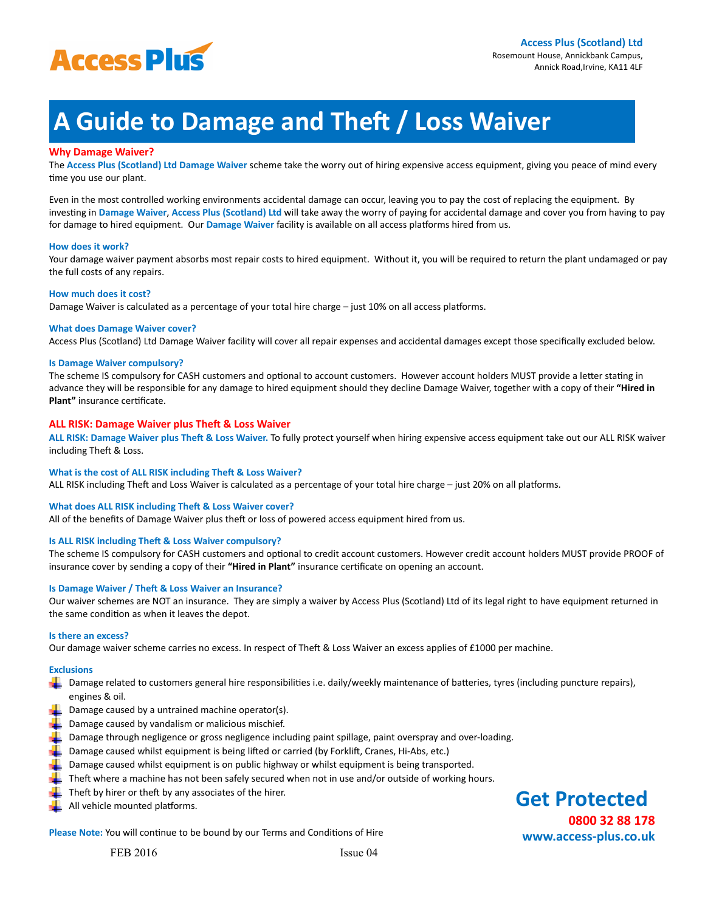Access Plus

**Access Plus (Scotland) Ltd**
Rosemount House, Annickbank Campus,
Annick Road,Irvine, KA11 4LF

# A Guide to Damage and Theft / Loss Waiver

## Why Damage Waiver?

The **Access Plus (Scotland) Ltd Damage Waiver** scheme take the worry out of hiring expensive access equipment, giving you peace of mind every time you use our plant.

Even in the most controlled working environments accidental damage can occur, leaving you to pay the cost of replacing the equipment. By investing in **Damage Waiver**, **Access Plus (Scotland) Ltd** will take away the worry of paying for accidental damage and cover you from having to pay for damage to hired equipment. Our **Damage Waiver** facility is available on all access platforms hired from us.

### How does it work?

Your damage waiver payment absorbs most repair costs to hired equipment. Without it, you will be required to return the plant undamaged or pay the full costs of any repairs.

### How much does it cost?

Damage Waiver is calculated as a percentage of your total hire charge – just 10% on all access platforms.

### What does Damage Waiver cover?

Access Plus (Scotland) Ltd Damage Waiver facility will cover all repair expenses and accidental damages except those specifically excluded below.

### Is Damage Waiver compulsory?

The scheme IS compulsory for CASH customers and optional to account customers. However account holders MUST provide a letter stating in advance they will be responsible for any damage to hired equipment should they decline Damage Waiver, together with a copy of their **"Hired in Plant"** insurance certificate.

## ALL RISK: Damage Waiver plus Theft & Loss Waiver

**ALL RISK: Damage Waiver plus Theft & Loss Waiver.** To fully protect yourself when hiring expensive access equipment take out our ALL RISK waiver including Theft & Loss.

### What is the cost of ALL RISK including Theft & Loss Waiver?

ALL RISK including Theft and Loss Waiver is calculated as a percentage of your total hire charge – just 20% on all platforms.

### What does ALL RISK including Theft & Loss Waiver cover?

All of the benefits of Damage Waiver plus theft or loss of powered access equipment hired from us.

### Is ALL RISK including Theft & Loss Waiver compulsory?

The scheme IS compulsory for CASH customers and optional to credit account customers. However credit account holders MUST provide PROOF of insurance cover by sending a copy of their **"Hired in Plant"** insurance certificate on opening an account.

### Is Damage Waiver / Theft & Loss Waiver an Insurance?

Our waiver schemes are NOT an insurance. They are simply a waiver by Access Plus (Scotland) Ltd of its legal right to have equipment returned in the same condition as when it leaves the depot.

### Is there an excess?

Our damage waiver scheme carries no excess. In respect of Theft & Loss Waiver an excess applies of £1000 per machine.

### Exclusions

- Damage related to customers general hire responsibilities i.e. daily/weekly maintenance of batteries, tyres (including puncture repairs), engines & oil.
- Damage caused by a untrained machine operator(s).
- Damage caused by vandalism or malicious mischief.
- Damage through negligence or gross negligence including paint spillage, paint overspray and over-loading.
- Damage caused whilst equipment is being lifted or carried (by Forklift, Cranes, Hi-Abs, etc.)
- Damage caused whilst equipment is on public highway or whilst equipment is being transported.
- Theft where a machine has not been safely secured when not in use and/or outside of working hours.
- Theft by hirer or theft by any associates of the hirer.
- All vehicle mounted platforms.

**Please Note:** You will continue to be bound by our Terms and Conditions of Hire

## Get Protected

**0800 32 88 178**
**www.access-plus.co.uk**

FEB 2016 Issue 04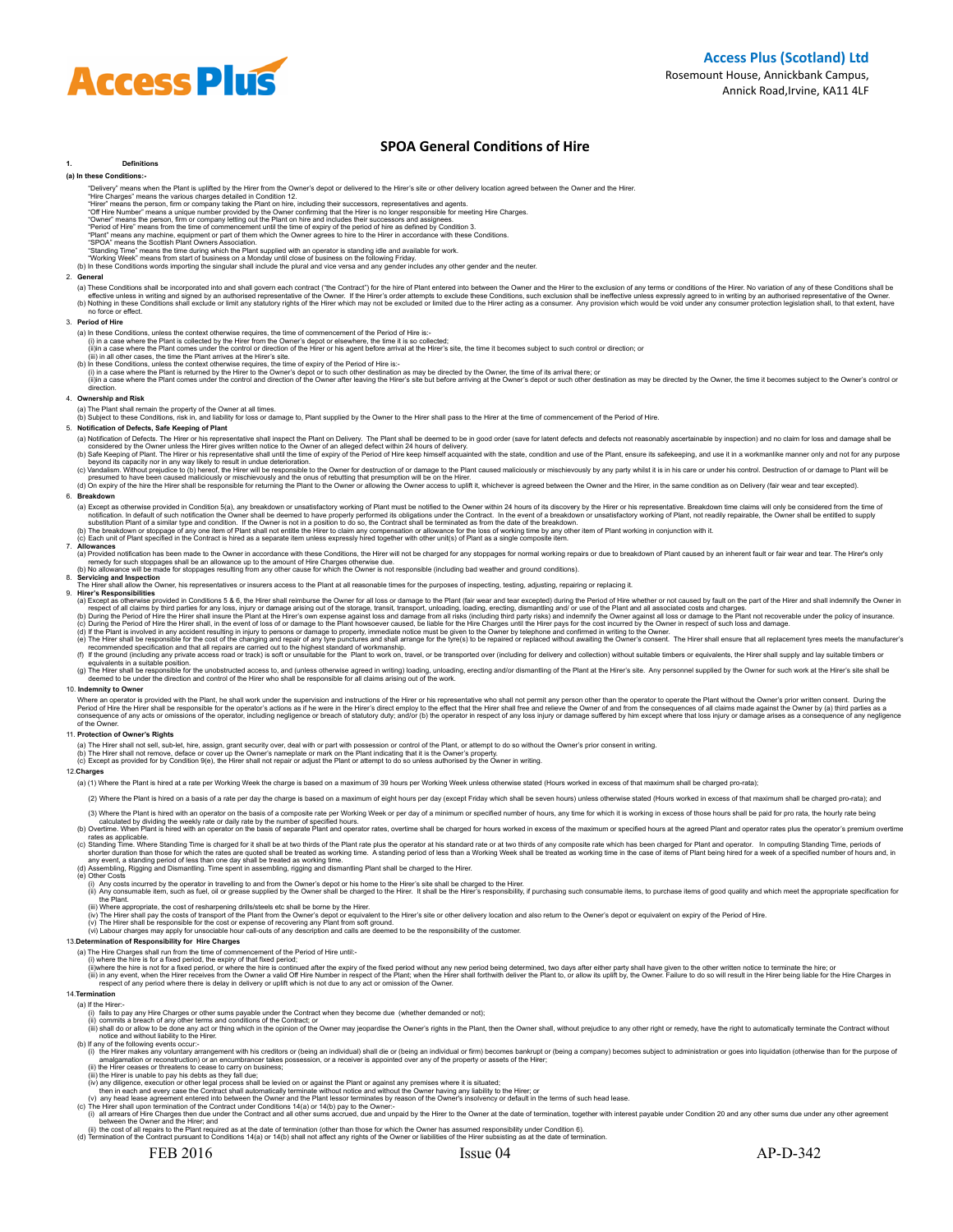**Access Plus (Scotland) Ltd**
Rosemount House, Annickbank Campus,
Annick Road,Irvine, KA11 4LF

# SPOA General Conditions of Hire

## 1. Definitions

**(a) In these Conditions:-**

"Delivery" means when the Plant is uplifted by the Hirer from the Owner's depot or delivered to the Hirer's site or other delivery location agreed between the Owner and the Hirer.
"Hire Charges" means the various charges detailed in Condition 12.
"Hirer" means the person, firm or company taking the Plant on hire, including their successors, representatives and agents.
"Off Hire Number" means a unique number provided by the Owner confirming that the Hirer is no longer responsible for meeting Hire Charges.
"Owner" means the person, firm or company letting out the Plant on hire and includes their successors and assignees.
"Period of Hire" means from the time of commencement until the time of expiry of the period of hire as defined by Condition 3.
"Plant" means any machine, equipment or part of them which the Owner agrees to hire to the Hirer in accordance with these Conditions.
"SPOA" means the Scottish Plant Owners Association.
"Standing Time" means the time during which the Plant supplied with an operator is standing idle and available for work.
"Working Week" means from start of business on a Monday until close of business on the following Friday.

(b) In these Conditions words importing the singular shall include the plural and vice versa and any gender includes any other gender and the neuter.

## 2. General

(a) These Conditions shall be incorporated into and shall govern each contract ("the Contract") for the hire of Plant entered into between the Owner and the Hirer to the exclusion of any terms or conditions of the Hirer. No variation of any of these Conditions shall be effective unless in writing and signed by an authorised representative of the Owner. If the Hirer's order attempts to exclude these Conditions, such exclusion shall be ineffective unless expressly agreed to in writing by an authorised representative of the Owner.
(b) Nothing in these Conditions shall exclude or limit any statutory rights of the Hirer which may not be excluded or limited due to the Hirer acting as a consumer. Any provision which would be void under any consumer protection legislation shall, to that extent, have no force or effect.

## 3. Period of Hire

(a) In these Conditions, unless the context otherwise requires, the time of commencement of the Period of Hire is:-
(i) in a case where the Plant is collected by the Hirer from the Owner's depot or elsewhere, the time it is so collected;
(ii)in a case where the Plant comes under the control or direction of the Hirer or his agent before arrival at the Hirer's site, the time it becomes subject to such control or direction; or
(iii) in all other cases, the time the Plant arrives at the Hirer's site.
(b) In these Conditions, unless the context otherwise requires, the time of expiry of the Period of Hire is:-
(i) in a case where the Plant is returned by the Hirer to the Owner's depot or to such other destination as may be directed by the Owner, the time of its arrival there; or
(ii)in a case where the Plant comes under the control and direction of the Owner after leaving the Hirer's site but before arriving at the Owner's depot or such other destination as may be directed by the Owner, the time it becomes subject to the Owner's control or direction.

## 4. Ownership and Risk

(a) The Plant shall remain the property of the Owner at all times.
(b) Subject to these Conditions, risk in, and liability for loss or damage to, Plant supplied by the Owner to the Hirer shall pass to the Hirer at the time of commencement of the Period of Hire.

## 5. Notification of Defects, Safe Keeping of Plant

(a) Notification of Defects. The Hirer or his representative shall inspect the Plant on Delivery. The Plant shall be deemed to be in good order (save for latent defects and defects not reasonably ascertainable by inspection) and no claim for loss and damage shall be considered by the Owner unless the Hirer gives written notice to the Owner of an alleged defect within 24 hours of delivery.
(b) Safe Keeping of Plant. The Hirer or his representative shall until the time of expiry of the Period of Hire keep himself acquainted with the state, condition and use of the Plant, ensure its safekeeping, and use it in a workmanlike manner only and not for any purpose beyond its capacity nor in any way likely to result in undue deterioration.
(c) Vandalism. Without prejudice to (b) hereof, the Hirer will be responsible to the Owner for destruction of or damage to the Plant caused maliciously or mischievously by any party whilst it is in his care or under his control. Destruction of or damage to Plant will be presumed to have been caused maliciously or mischievously and the onus of rebutting that presumption will be on the Hirer.
(d) On expiry of the hire the Hirer shall be responsible for returning the Plant to the Owner or allowing the Owner access to uplift it, whichever is agreed between the Owner and the Hirer, in the same condition as on Delivery (fair wear and tear excepted).

## 6. Breakdown

(a) Except as otherwise provided in Condition 5(a), any breakdown or unsatisfactory working of Plant must be notified to the Owner within 24 hours of its discovery by the Hirer or his representative. Breakdown time claims will only be considered from the time of notification. In default of such notification the Owner shall be deemed to have properly performed its obligations under the Contract. In the event of a breakdown or unsatisfactory working of Plant, not readily repairable, the Owner shall be entitled to supply substitution Plant of a similar type and condition. If the Owner is not in a position to do so, the Contract shall be terminated as from the date of the breakdown.
(b) The breakdown or stoppage of any one item of Plant shall not entitle the Hirer to claim any compensation or allowance for the loss of working time by any other item of Plant working in conjunction with it.
(c) Each unit of Plant specified in the Contract is hired as a separate item unless expressly hired together with other unit(s) of Plant as a single composite item.

## 7. Allowances

(a) Provided notification has been made to the Owner in accordance with these Conditions, the Hirer will not be charged for any stoppages for normal working repairs or due to breakdown of Plant caused by an inherent fault or fair wear and tear. The Hirer's only remedy for such stoppages shall be an allowance up to the amount of Hire Charges otherwise due.
(b) No allowance will be made for stoppages resulting from any other cause for which the Owner is not responsible (including bad weather and ground conditions).

## 8. Servicing and Inspection

The Hirer shall allow the Owner, his representatives or insurers access to the Plant at all reasonable times for the purposes of inspecting, testing, adjusting, repairing or replacing it.

## 9. Hirer's Responsibilities

(a) Except as otherwise provided in Conditions 5 & 6, the Hirer shall reimburse the Owner for all loss or damage to the Plant (fair wear and tear excepted) during the Period of Hire whether or not caused by fault on the part of the Hirer and shall indemnify the Owner in respect of all claims by third parties for any loss, injury or damage arising out of the storage, transit, transport, unloading, loading, erecting, dismantling and/ or use of the Plant and all associated costs and charges.
(b) During the Period of Hire the Hirer shall insure the Plant at the Hirer's own expense against loss and damage from all risks (including third party risks) and indemnify the Owner against all loss or damage to the Plant not recoverable under the policy of insurance.
(c) During the Period of the Hire the Hirer shall, in the event of loss of or damage to the Plant howsoever caused, be liable for the Hire Charges until the Hirer pays for the cost incurred by the Owner in respect of such loss and damage.
(d) If the Plant is involved in any accident resulting in injury to persons or damage to property, immediate notice must be given to the Owner by telephone and confirmed in writing to the Owner.
(e) The Hirer shall be responsible for the cost of the changing and repair of any tyre punctures and shall arrange for the tyre(s) to be repaired or replaced without awaiting the Owner's consent. The Hirer shall ensure that all replacement tyres meets the manufacturer's recommended specification and that all repairs are carried out to the highest standard of workmanship.
(f) If the ground (including any private access road or track) is soft or unsuitable for the Plant to work on, travel, or be transported over (including for delivery and collection) without suitable timbers or equivalents, the Hirer shall supply and lay suitable timbers or equivalents in a suitable position.
(g) The Hirer shall be responsible for the unobstructed access to, and (unless otherwise agreed in writing) loading, unloading, erecting and/or dismantling of the Plant at the Hirer's site. Any personnel supplied by the Owner for such work at the Hirer's site shall be deemed to be under the direction and control of the Hirer who shall be responsible for all claims arising out of the work.

## 10. Indemnity to Owner

Where an operator is provided with the Plant, he shall work under the supervision and instructions of the Hirer or his representative who shall not permit any person other than the operator to operate the Plant without the Owner's prior written consent. During the Period of Hire the Hirer shall be responsible for the operator's actions as if he were in the Hirer's direct employ to the effect that the Hirer shall free and relieve the Owner of and from the consequences of all claims made against the Owner by (a) third parties as a consequence of any acts or omissions of the operator, including negligence or breach of statutory duty; and/or (b) the operator in respect of any loss injury or damage suffered by him except where that loss injury or damage arises as a consequence of any negligence of the Owner.

## 11. Protection of Owner's Rights

(a) The Hirer shall not sell, sub-let, hire, assign, grant security over, deal with or part with possession or control of the Plant, or attempt to do so without the Owner's prior written consent in writing.
(b) The Hirer shall not remove, deface or cover up the Owner's nameplate or mark on the Plant indicating that it is the Owner's property.
(c) Except as provided for by Condition 9(e), the Hirer shall not repair or adjust the Plant or attempt to do so unless authorised by the Owner in writing.

## 12. Charges

(a) (1) Where the Plant is hired at a rate per Working Week the charge is based on a maximum of 39 hours per Working Week unless otherwise stated (Hours worked in excess of that maximum shall be charged pro-rata);

(2) Where the Plant is hired on a basis of a rate per day the charge is based on a maximum of eight hours per day (except Friday which shall be seven hours) unless otherwise stated (Hours worked in excess of that maximum shall be charged pro-rata); and

(3) Where the Plant is hired with an operator on the basis of a composite rate per Working Week or per day of a minimum or specified number of hours, any time for which it is working in excess of those hours shall be paid for pro rata, the hourly rate being calculated by dividing the weekly rate or daily rate by the number of specified hours.
(b) Overtime. When Plant is hired with an operator on the basis of separate Plant and operator rates, overtime shall be charged for hours worked in excess of the maximum or specified hours at the agreed Plant and operator rates plus the operator's premium overtime rates as applicable.
(c) Standing Time. Where Standing Time is charged for it shall be at two thirds of the Plant rate plus the operator at his standard rate or at two thirds of any composite rate which has been charged for Plant and operator. In computing Standing Time, periods of shorter duration than those for which the rates are quoted shall be treated as working time. A standing period of less than a Working Week shall be treated as working time in the case of items of Plant being hired for a week of a specified number of hours and, in any event, a standing period of less than one day shall be treated as working time.
(d) Assembling, Rigging and Dismantling. Time spent in assembling, rigging and dismantling Plant shall be charged to the Hirer.
(e) Other Costs
(i) Any costs incurred by the operator in travelling to and from the Owner's depot or his home to the Hirer's site shall be charged to the Hirer.
(ii) Any consumable item, such as fuel, oil or grease supplied by the Owner shall be charged to the Hirer. It shall be the Hirer's responsibility, if purchasing such consumable items, to purchase items of good quality and which meet the appropriate specification for the Plant.
(iii) Where appropriate, the cost of resharpening drills/steels etc shall be borne by the Hirer.
(iv) The Hirer shall pay the costs of transport of the Plant from the Owner's depot or equivalent to the Hirer's site or other delivery location and also return to the Owner's depot or equivalent on expiry of the Period of Hire.
(v) The Hirer shall be responsible for the cost or expense of recovering any Plant from soft ground.
(vi) Labour charges may apply for unsociable hour call-outs of any description and calls are deemed to be the responsibility of the customer.

## 13. Determination of Responsibility for Hire Charges

(a) The Hire Charges shall run from the time of commencement of the Period of Hire until:-
(i) where the hire is for a fixed period, the expiry of that fixed period;
(ii)where the hire is not for a fixed period, or where the hire is continued after the expiry of the fixed period without any new period being determined, two days after either party shall have given to the other written notice to terminate the hire; or
(iii) in any event, when the Hirer receives from the Owner a valid Off Hire Number in respect of the Plant; when the Hirer shall forthwith deliver the Plant to, or allow its uplift by, the Owner. Failure to do so will result in the Hirer being liable for the Hire Charges in respect of any period where there is delay in delivery or uplift which is not due to any act or omission of the Owner.

## 14. Termination

(a) If the Hirer:-
(i) fails to pay any Hire Charges or other sums payable under the Contract when they become due (whether demanded or not);
(ii) commits a breach of any other terms and conditions of the Contract; or
(iii) shall do or allow to be done any act or thing which in the opinion of the Owner may jeopardise the Owner's rights in the Plant, then the Owner shall, without prejudice to any other right or remedy, have the right to automatically terminate the Contract without notice and without liability to the Hirer.
(b) If any of the following events occur:-
(i) the Hirer makes any voluntary arrangement with his creditors or (being an individual) shall die or (being an individual or firm) becomes bankrupt or (being a company) becomes subject to administration or goes into liquidation (otherwise than for the purpose of amalgamation or reconstruction) or an encumbrancer takes possession, or a receiver is appointed over any of the property or assets of the Hirer;
(ii) the Hirer ceases or threatens to cease to carry on business;
(iii) the Hirer is unable to pay his debts as they fall due;
(iv) any diligence, execution or other legal process shall be levied on or against the Plant or against any premises where it is situated;
then in each and every case the Contract shall automatically terminate without notice and without the Owner having any liability to the Hirer; or
(v) any head lease agreement entered into between the Owner and the Plant lessor terminates by reason of the Owner's insolvency or default in the terms of such head lease.
(c) The Hirer shall upon termination of the Contract under Conditions 14(a) or 14(b) pay to the Owner:-
(i) all arrears of Hire Charges then due under the Contract and all other sums accrued, due and unpaid by the Hirer to the Owner at the date of termination, together with interest payable under Condition 20 and any other sums due under any other agreement between the Owner and the Hirer; and
(ii) the cost of all repairs to the Plant required as at the date of termination (other than those for which the Owner has assumed responsibility under Condition 6).
(d) Termination of the Contract pursuant to Conditions 14(a) or 14(b) shall not affect any rights of the Owner or liabilities of the Hirer subsisting as at the date of termination.

FEB 2016 Issue 04 AP-D-342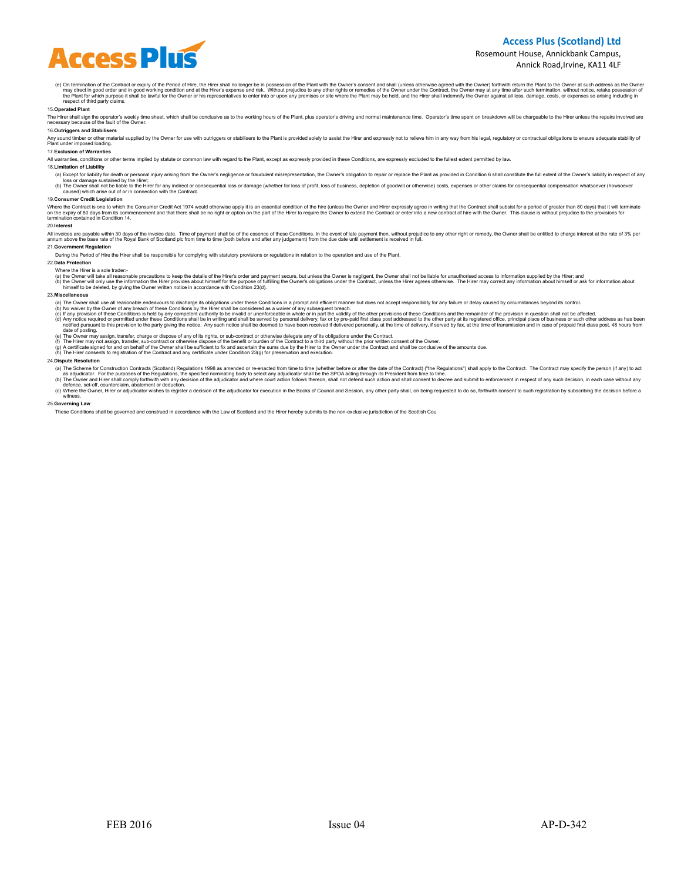(e) On termination of the Contract or expiry of the Period of Hire, the Hirer shall no longer be in possession of the Plant with the Owner's consent and shall (unless otherwise agreed with the Owner) forthwith return the Plant to the Owner at such address as the Owner may direct in good order and in good working condition and at the Hirer's expense and risk. Without prejudice to any other rights or remedies of the Owner under the Contract, the Owner may at any time after such termination, without notice, retake possession of the Plant for which purpose it shall be lawful for the Owner or his representatives to enter into or upon any premises or site where the Plant may be held, and the Hirer shall indemnify the Owner against all loss, damage, costs, or expenses so arising including in respect of third party claims.

**15.Operated Plant**

The Hirer shall sign the operator's weekly time sheet, which shall be conclusive as to the working hours of the Plant, plus operator's driving and normal maintenance time. Operator's time spent on breakdown will be chargeable to the Hirer unless the repairs involved are necessary because of the fault of the Owner.

**16.Outriggers and Stabilisers**

Any sound timber or other material supplied by the Owner for use with outriggers or stabilisers to the Plant is provided solely to assist the Hirer and expressly not to relieve him in any way from his legal, regulatory or contractual obligations to ensure adequate stability of Plant under imposed loading.

**17.Exclusion of Warranties**

All warranties, conditions or other terms implied by statute or common law with regard to the Plant, except as expressly provided in these Conditions, are expressly excluded to the fullest extent permitted by law.

**18.Limitation of Liability**

(a) Except for liability for death or personal injury arising from the Owner's negligence or fraudulent misrepresentation, the Owner's obligation to repair or replace the Plant as provided in Condition 6 shall constitute the full extent of the Owner's liability in respect of any loss or damage sustained by the Hirer;
(b) The Owner shall not be liable to the Hirer for any indirect or consequential loss or damage (whether for loss of profit, loss of business, depletion of goodwill or otherwise) costs, expenses or other claims for consequential compensation whatsoever (howsoever caused) which arise out of or in connection with the Contract.

**19.Consumer Credit Legislation**

Where the Contract is one to which the Consumer Credit Act 1974 would otherwise apply it is an essential condition of the hire (unless the Owner and Hirer expressly agree in writing that the Contract shall subsist for a period of greater than 80 days) that it will terminate on the expiry of 80 days from its commencement and that there shall be no right or option on the part of the Hirer to require the Owner to extend the Contract or enter into a new contract of hire with the Owner. This clause is without prejudice to the provisions for termination contained in Condition 14.

**20.Interest**

All invoices are payable within 30 days of the invoice date. Time of payment shall be of the essence of these Conditions. In the event of late payment then, without prejudice to any other right or remedy, the Owner shall be entitled to charge interest at the rate of 3% per annum above the base rate of the Royal Bank of Scotland plc from time to time (both before and after any judgement) from the due date until settlement is received in full.

**21.Government Regulation**

During the Period of Hire the Hirer shall be responsible for complying with statutory provisions or regulations in relation to the operation and use of the Plant.

**22.Data Protection**

Where the Hirer is a sole trader:-
(a) the Owner will take all reasonable precautions to keep the details of the Hirer's order and payment secure, but unless the Owner is negligent, the Owner shall not be liable for unauthorised access to information supplied by the Hirer; and
(b) the Owner will only use the information the Hirer provides about himself for the purpose of fulfilling the Owner's obligations under the Contract, unless the Hirer agrees otherwise. The Hirer may correct any information about himself or ask for information about himself to be deleted, by giving the Owner written notice in accordance with Condition 23(d).

**23.Miscellaneous**

(a) The Owner shall use all reasonable endeavours to discharge its obligations under these Conditions in a prompt and efficient manner but does not accept responsibility for any failure or delay caused by circumstances beyond its control.
(b) No waiver by the Owner of any breach of these Conditions by the Hirer shall be considered as a waiver of any subsequent breach.
(c) If any provision of these Conditions is held by any competent authority to be invalid or unenforceable in whole or in part the validity of the other provisions of these Conditions and the remainder of the provision in question shall not be affected.
(d) Any notice required or permitted under these Conditions shall be in writing and shall be served by personal delivery, fax or by pre-paid first class post addressed to the other party at its registered office, principal place of business or such other address as has been notified pursuant to this provision to the party giving the notice. Any such notice shall be deemed to have been received if delivered personally, at the time of delivery, if served by fax, at the time of transmission and in case of prepaid first class post, 48 hours from date of posting.
(e) The Owner may assign, transfer, charge or dispose of any of its rights, or sub-contract or otherwise delegate any of its obligations under the Contract.
(f) The Hirer may not assign, transfer, sub-contract or otherwise dispose of the benefit or burden of the Contract to a third party without the prior written consent of the Owner.
(g) A certificate signed for and on behalf of the Owner shall be sufficient to fix and ascertain the sums due by the Hirer to the Owner under the Contract and shall be conclusive of the amounts due.
(h) The Hirer consents to registration of the Contract and any certificate under Condition 23(g) for preservation and execution.

**24.Dispute Resolution**

(a) The Scheme for Construction Contracts (Scotland) Regulations 1998 as amended or re-enacted from time to time (whether before or after the date of the Contract) ("the Regulations") shall apply to the Contract. The Contract may specify the person (if any) to act as adjudicator. For the purposes of the Regulations, the specified nominating body to select any adjudicator shall be the SPOA acting through its President from time to time.
(b) The Owner and Hirer shall comply forthwith with any decision of the adjudicator and where court action follows thereon, shall not defend such action and shall consent to decree and submit to enforcement in respect of any such decision, in each case without any defence, set-off, counterclaim, abatement or deduction.
(c) Where the Owner, Hirer or adjudicator wishes to register a decision of the adjudicator for execution in the Books of Council and Session, any other party shall, on being requested to do so, forthwith consent to such registration by subscribing the decision before a witness.

**25.Governing Law**

These Conditions shall be governed and construed in accordance with the Law of Scotland and the Hirer hereby submits to the non-exclusive jurisdiction of the Scottish Cou

FEB 2016 Issue 04 AP-D-342